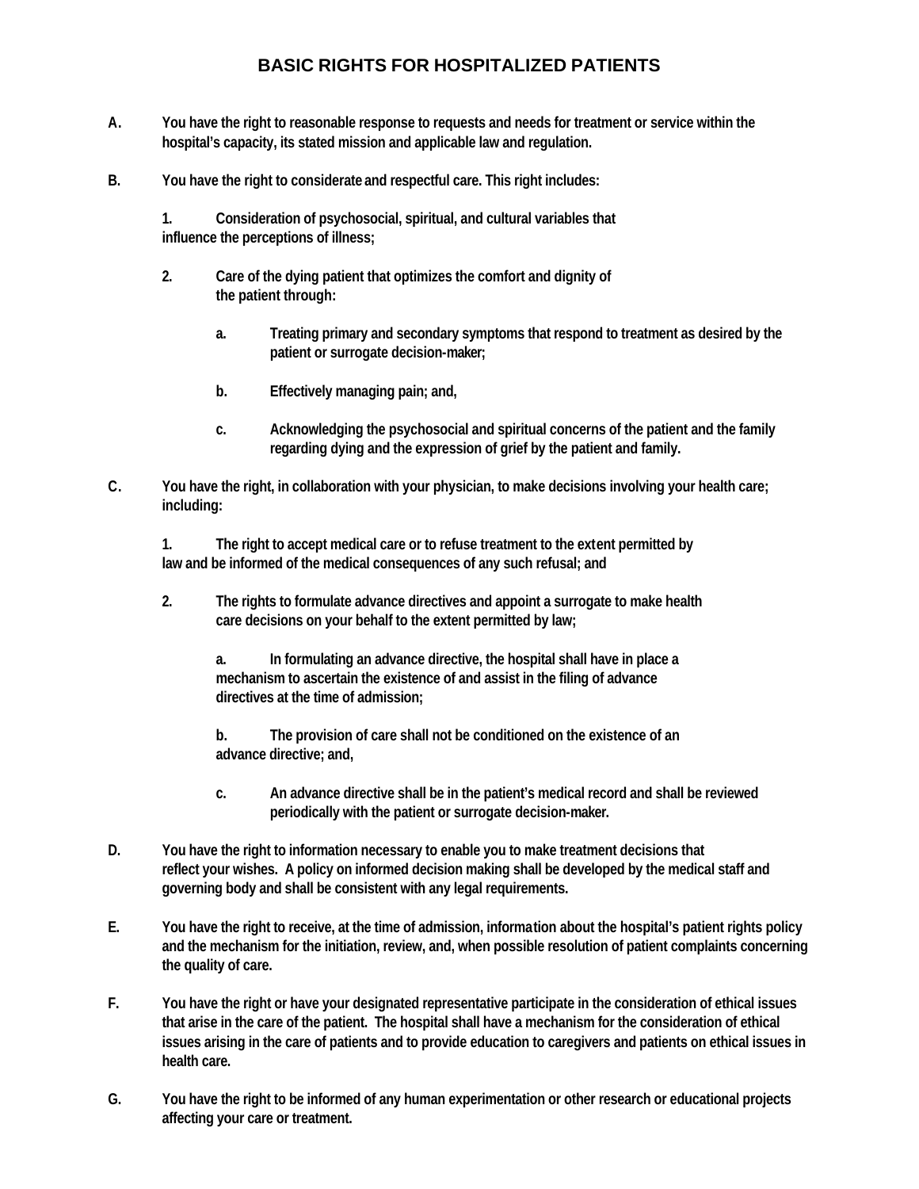# BASIC RIGHTS FOR HOSPITALIZED PATIENTS

**A.** You have the right to reasonable response to requests and needs for treatment or service within the hospital's capacity, its stated mission and applicable law and regulation.

**B.** You have the right to considerate and respectful care. This right includes:

1. Consideration of psychosocial, spiritual, and cultural variables that influence the perceptions of illness;

2. Care of the dying patient that optimizes the comfort and dignity of the patient through:

   a. Treating primary and secondary symptoms that respond to treatment as desired by the patient or surrogate decision-maker;

   b. Effectively managing pain; and,

   c. Acknowledging the psychosocial and spiritual concerns of the patient and the family regarding dying and the expression of grief by the patient and family.

**C.** You have the right, in collaboration with your physician, to make decisions involving your health care; including:

1. The right to accept medical care or to refuse treatment to the extent permitted by law and be informed of the medical consequences of any such refusal; and

2. The rights to formulate advance directives and appoint a surrogate to make health care decisions on your behalf to the extent permitted by law;

   a. In formulating an advance directive, the hospital shall have in place a mechanism to ascertain the existence of and assist in the filing of advance directives at the time of admission;

   b. The provision of care shall not be conditioned on the existence of an advance directive; and,

   c. An advance directive shall be in the patient's medical record and shall be reviewed periodically with the patient or surrogate decision-maker.

**D.** You have the right to information necessary to enable you to make treatment decisions that reflect your wishes. A policy on informed decision making shall be developed by the medical staff and governing body and shall be consistent with any legal requirements.

**E.** You have the right to receive, at the time of admission, information about the hospital's patient rights policy and the mechanism for the initiation, review, and, when possible resolution of patient complaints concerning the quality of care.

**F.** You have the right or have your designated representative participate in the consideration of ethical issues that arise in the care of the patient. The hospital shall have a mechanism for the consideration of ethical issues arising in the care of patients and to provide education to caregivers and patients on ethical issues in health care.

**G.** You have the right to be informed of any human experimentation or other research or educational projects affecting your care or treatment.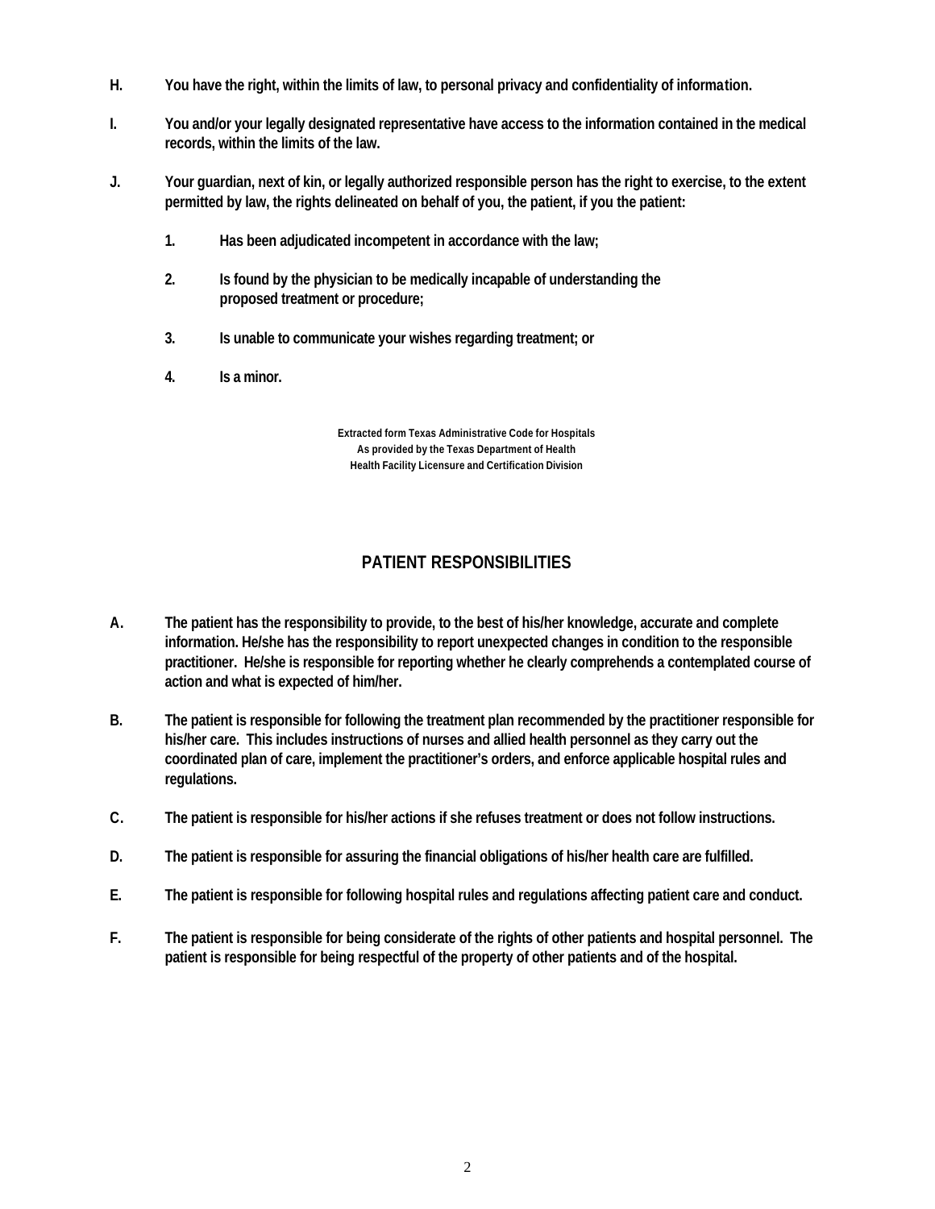**H.** **You have the right, within the limits of law, to personal privacy and confidentiality of information.**

**I.** **You and/or your legally designated representative have access to the information contained in the medical records, within the limits of the law.**

**J.** **Your guardian, next of kin, or legally authorized responsible person has the right to exercise, to the extent permitted by law, the rights delineated on behalf of you, the patient, if you the patient:**

1. **Has been adjudicated incompetent in accordance with the law;**
2. **Is found by the physician to be medically incapable of understanding the proposed treatment or procedure;**
3. **Is unable to communicate your wishes regarding treatment; or**
4. **Is a minor.**

**Extracted form Texas Administrative Code for Hospitals**
**As provided by the Texas Department of Health**
**Health Facility Licensure and Certification Division**

## PATIENT RESPONSIBILITIES

**A.** **The patient has the responsibility to provide, to the best of his/her knowledge, accurate and complete information. He/she has the responsibility to report unexpected changes in condition to the responsible practitioner. He/she is responsible for reporting whether he clearly comprehends a contemplated course of action and what is expected of him/her.**

**B.** **The patient is responsible for following the treatment plan recommended by the practitioner responsible for his/her care. This includes instructions of nurses and allied health personnel as they carry out the coordinated plan of care, implement the practitioner's orders, and enforce applicable hospital rules and regulations.**

**C.** **The patient is responsible for his/her actions if she refuses treatment or does not follow instructions.**

**D.** **The patient is responsible for assuring the financial obligations of his/her health care are fulfilled.**

**E.** **The patient is responsible for following hospital rules and regulations affecting patient care and conduct.**

**F.** **The patient is responsible for being considerate of the rights of other patients and hospital personnel. The patient is responsible for being respectful of the property of other patients and of the hospital.**